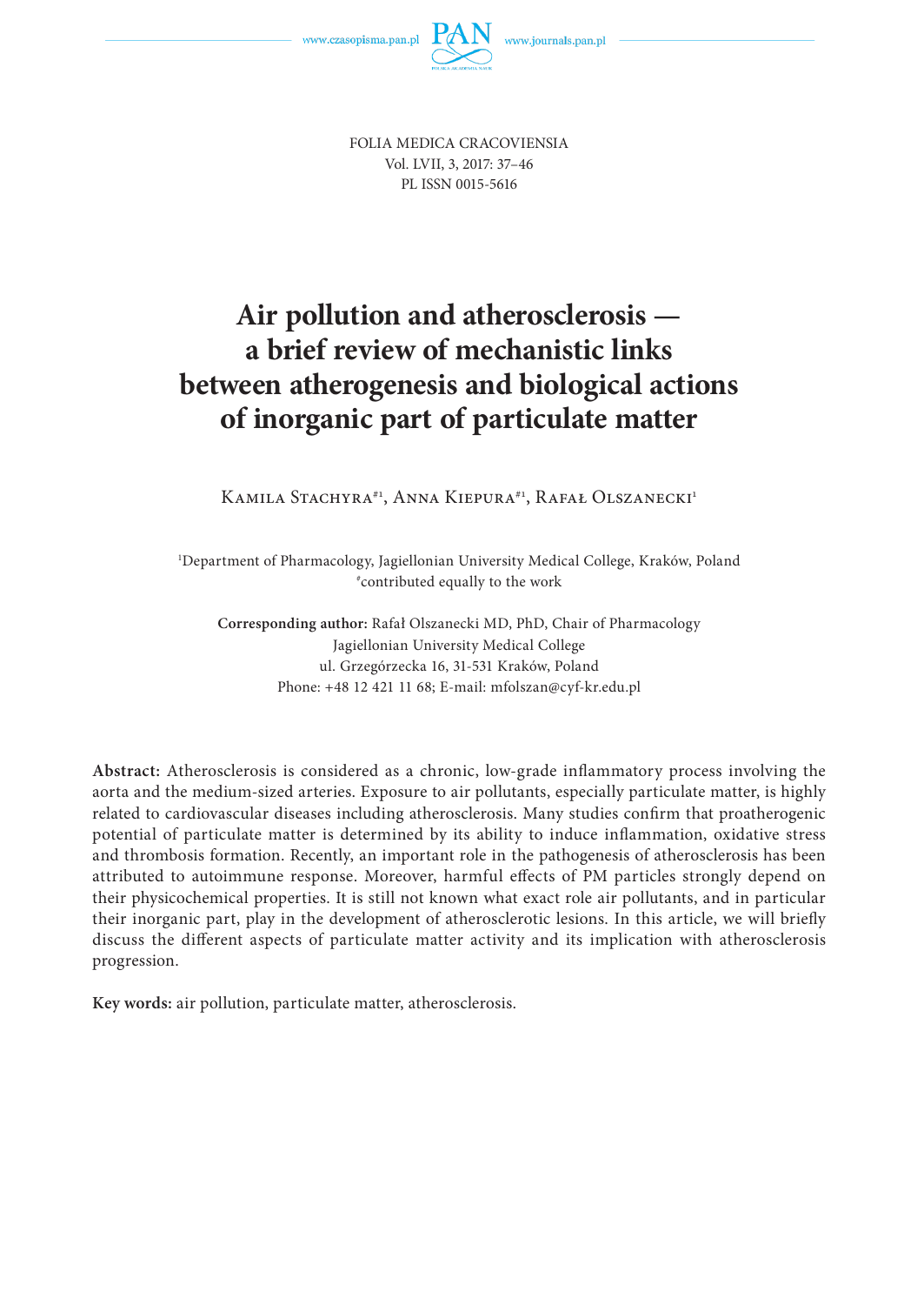FOLIA MEDICA CRACOVIENSIA
Vol. LVII, 3, 2017: 37–46
PL ISSN 0015-5616

# Air pollution and atherosclerosis — a brief review of mechanistic links between atherogenesis and biological actions of inorganic part of particulate matter

Kamila Stachyra[#1], Anna Kiepura[#1], Rafał Olszanecki[1]

[1]Department of Pharmacology, Jagiellonian University Medical College, Kraków, Poland
[#]contributed equally to the work

**Corresponding author:** Rafał Olszanecki MD, PhD, Chair of Pharmacology
Jagiellonian University Medical College
ul. Grzegórzecka 16, 31-531 Kraków, Poland
Phone: +48 12 421 11 68; E-mail: mfolszan@cyf-kr.edu.pl

**Abstract:** Atherosclerosis is considered as a chronic, low-grade inflammatory process involving the aorta and the medium-sized arteries. Exposure to air pollutants, especially particulate matter, is highly related to cardiovascular diseases including atherosclerosis. Many studies confirm that proatherogenic potential of particulate matter is determined by its ability to induce inflammation, oxidative stress and thrombosis formation. Recently, an important role in the pathogenesis of atherosclerosis has been attributed to autoimmune response. Moreover, harmful effects of PM particles strongly depend on their physicochemical properties. It is still not known what exact role air pollutants, and in particular their inorganic part, play in the development of atherosclerotic lesions. In this article, we will briefly discuss the different aspects of particulate matter activity and its implication with atherosclerosis progression.

**Key words:** air pollution, particulate matter, atherosclerosis.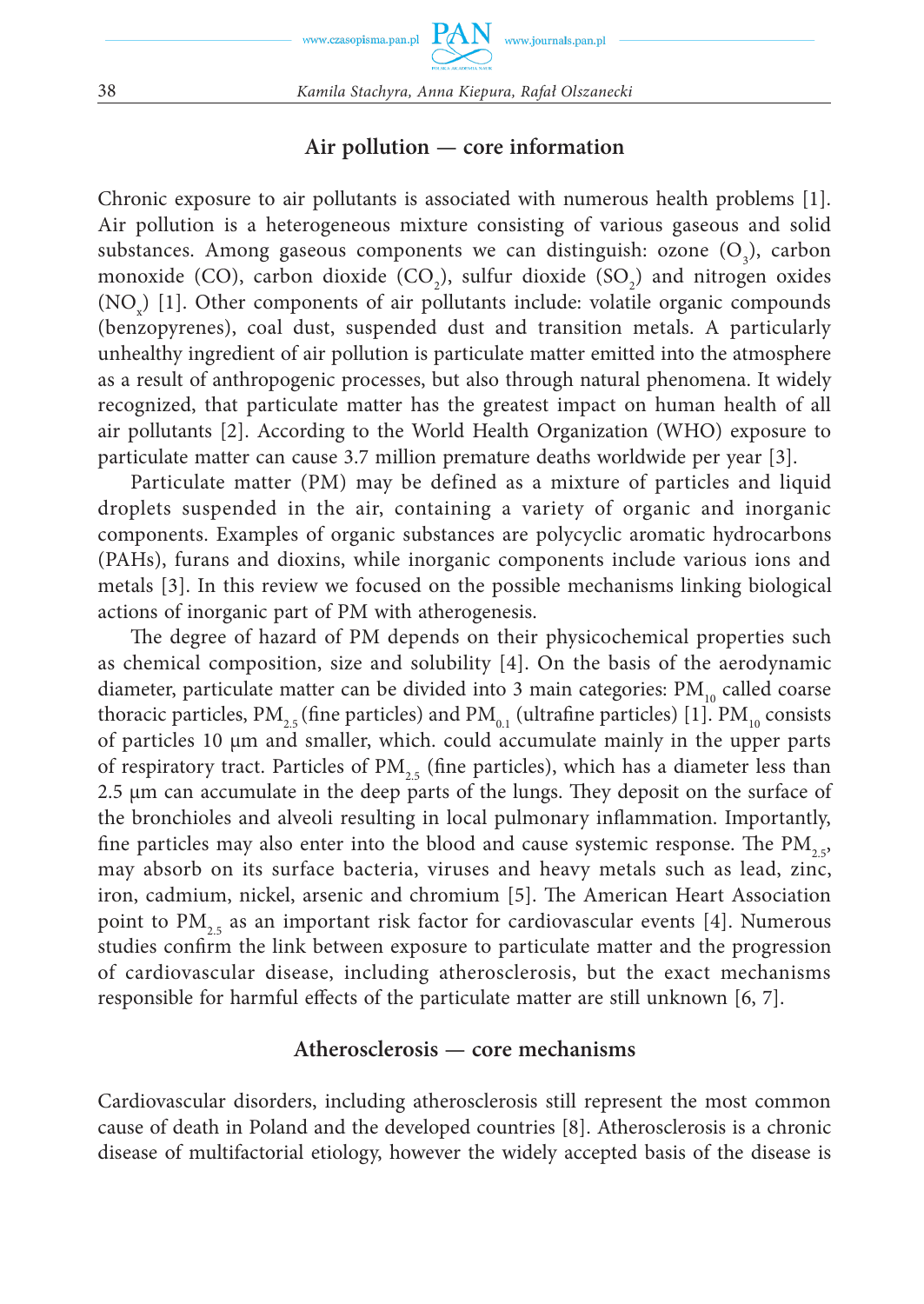## Air pollution — core information

Chronic exposure to air pollutants is associated with numerous health problems [1]. Air pollution is a heterogeneous mixture consisting of various gaseous and solid substances. Among gaseous components we can distinguish: ozone ($O_3$), carbon monoxide (CO), carbon dioxide ($CO_2$), sulfur dioxide ($SO_2$) and nitrogen oxides ($NO_x$) [1]. Other components of air pollutants include: volatile organic compounds (benzopyrenes), coal dust, suspended dust and transition metals. A particularly unhealthy ingredient of air pollution is particulate matter emitted into the atmosphere as a result of anthropogenic processes, but also through natural phenomena. It widely recognized, that particulate matter has the greatest impact on human health of all air pollutants [2]. According to the World Health Organization (WHO) exposure to particulate matter can cause 3.7 million premature deaths worldwide per year [3].

Particulate matter (PM) may be defined as a mixture of particles and liquid droplets suspended in the air, containing a variety of organic and inorganic components. Examples of organic substances are polycyclic aromatic hydrocarbons (PAHs), furans and dioxins, while inorganic components include various ions and metals [3]. In this review we focused on the possible mechanisms linking biological actions of inorganic part of PM with atherogenesis.

The degree of hazard of PM depends on their physicochemical properties such as chemical composition, size and solubility [4]. On the basis of the aerodynamic diameter, particulate matter can be divided into 3 main categories: $PM_{10}$ called coarse thoracic particles, $PM_{2.5}$ (fine particles) and $PM_{0.1}$ (ultrafine particles) [1]. $PM_{10}$ consists of particles 10 μm and smaller, which. could accumulate mainly in the upper parts of respiratory tract. Particles of $PM_{2.5}$ (fine particles), which has a diameter less than 2.5 μm can accumulate in the deep parts of the lungs. They deposit on the surface of the bronchioles and alveoli resulting in local pulmonary inflammation. Importantly, fine particles may also enter into the blood and cause systemic response. The $PM_{2.5}$, may absorb on its surface bacteria, viruses and heavy metals such as lead, zinc, iron, cadmium, nickel, arsenic and chromium [5]. The American Heart Association point to $PM_{2.5}$ as an important risk factor for cardiovascular events [4]. Numerous studies confirm the link between exposure to particulate matter and the progression of cardiovascular disease, including atherosclerosis, but the exact mechanisms responsible for harmful effects of the particulate matter are still unknown [6, 7].

## Atherosclerosis — core mechanisms

Cardiovascular disorders, including atherosclerosis still represent the most common cause of death in Poland and the developed countries [8]. Atherosclerosis is a chronic disease of multifactorial etiology, however the widely accepted basis of the disease is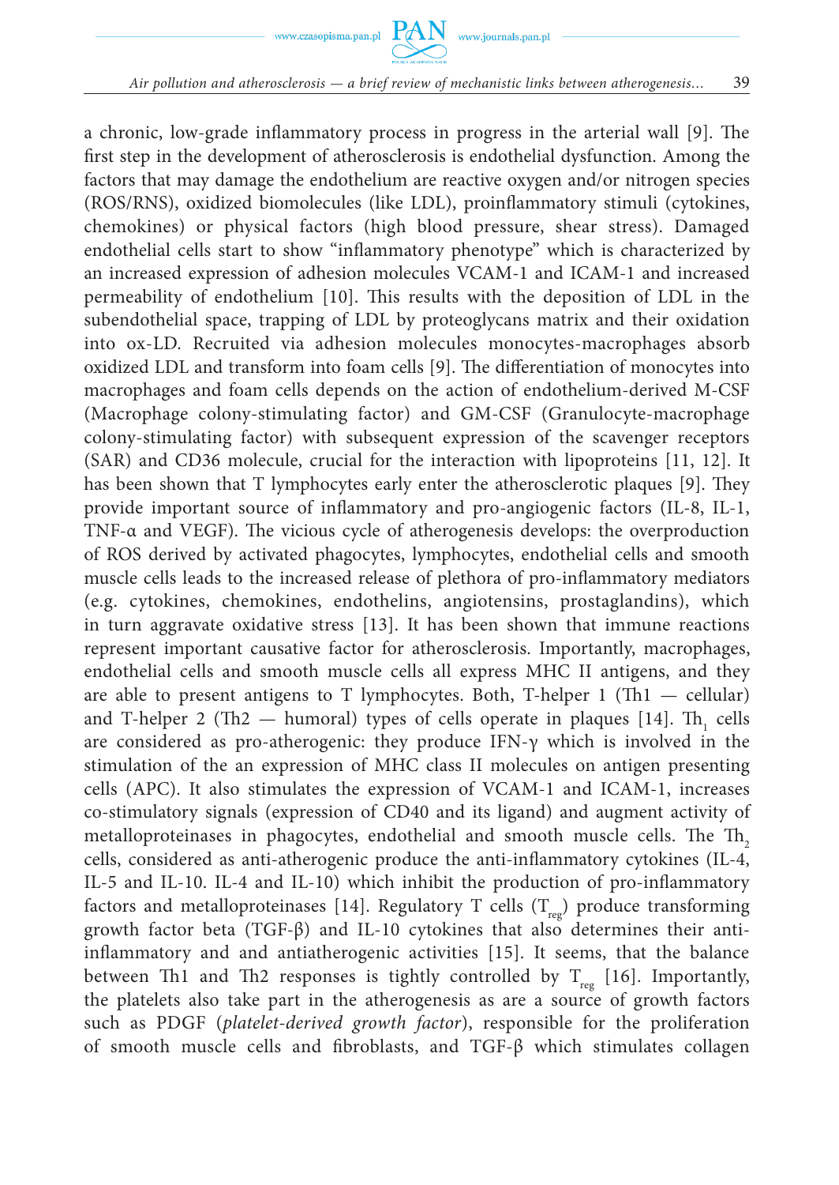a chronic, low-grade inflammatory process in progress in the arterial wall [9]. The first step in the development of atherosclerosis is endothelial dysfunction. Among the factors that may damage the endothelium are reactive oxygen and/or nitrogen species (ROS/RNS), oxidized biomolecules (like LDL), proinflammatory stimuli (cytokines, chemokines) or physical factors (high blood pressure, shear stress). Damaged endothelial cells start to show "inflammatory phenotype" which is characterized by an increased expression of adhesion molecules VCAM-1 and ICAM-1 and increased permeability of endothelium [10]. This results with the deposition of LDL in the subendothelial space, trapping of LDL by proteoglycans matrix and their oxidation into ox-LD. Recruited via adhesion molecules monocytes-macrophages absorb oxidized LDL and transform into foam cells [9]. The differentiation of monocytes into macrophages and foam cells depends on the action of endothelium-derived M-CSF (Macrophage colony-stimulating factor) and GM-CSF (Granulocyte-macrophage colony-stimulating factor) with subsequent expression of the scavenger receptors (SAR) and CD36 molecule, crucial for the interaction with lipoproteins [11, 12]. It has been shown that T lymphocytes early enter the atherosclerotic plaques [9]. They provide important source of inflammatory and pro-angiogenic factors (IL-8, IL-1, TNF-α and VEGF). The vicious cycle of atherogenesis develops: the overproduction of ROS derived by activated phagocytes, lymphocytes, endothelial cells and smooth muscle cells leads to the increased release of plethora of pro-inflammatory mediators (e.g. cytokines, chemokines, endothelins, angiotensins, prostaglandins), which in turn aggravate oxidative stress [13]. It has been shown that immune reactions represent important causative factor for atherosclerosis. Importantly, macrophages, endothelial cells and smooth muscle cells all express MHC II antigens, and they are able to present antigens to T lymphocytes. Both, T-helper 1 (Th1 — cellular) and T-helper 2 (Th2 — humoral) types of cells operate in plaques [14]. $Th_1$ cells are considered as pro-atherogenic: they produce IFN-γ which is involved in the stimulation of the an expression of MHC class II molecules on antigen presenting cells (APC). It also stimulates the expression of VCAM-1 and ICAM-1, increases co-stimulatory signals (expression of CD40 and its ligand) and augment activity of metalloproteinases in phagocytes, endothelial and smooth muscle cells. The $Th_2$ cells, considered as anti-atherogenic produce the anti-inflammatory cytokines (IL-4, IL-5 and IL-10. IL-4 and IL-10) which inhibit the production of pro-inflammatory factors and metalloproteinases [14]. Regulatory T cells ($T_{reg}$) produce transforming growth factor beta (TGF-β) and IL-10 cytokines that also determines their anti-inflammatory and and antiatherogenic activities [15]. It seems, that the balance between Th1 and Th2 responses is tightly controlled by $T_{reg}$ [16]. Importantly, the platelets also take part in the atherogenesis as are a source of growth factors such as PDGF (*platelet-derived growth factor*), responsible for the proliferation of smooth muscle cells and fibroblasts, and TGF-β which stimulates collagen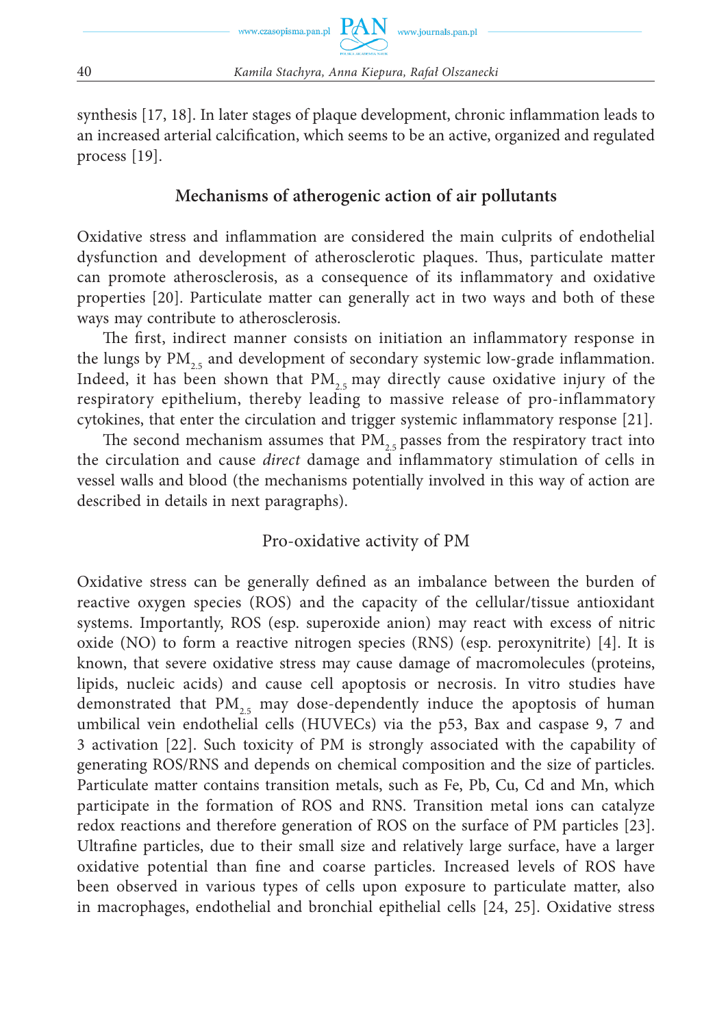synthesis [17, 18]. In later stages of plaque development, chronic inflammation leads to an increased arterial calcification, which seems to be an active, organized and regulated process [19].

## Mechanisms of atherogenic action of air pollutants

Oxidative stress and inflammation are considered the main culprits of endothelial dysfunction and development of atherosclerotic plaques. Thus, particulate matter can promote atherosclerosis, as a consequence of its inflammatory and oxidative properties [20]. Particulate matter can generally act in two ways and both of these ways may contribute to atherosclerosis.

The first, indirect manner consists on initiation an inflammatory response in the lungs by $PM_{2.5}$ and development of secondary systemic low-grade inflammation. Indeed, it has been shown that $PM_{2.5}$ may directly cause oxidative injury of the respiratory epithelium, thereby leading to massive release of pro-inflammatory cytokines, that enter the circulation and trigger systemic inflammatory response [21].

The second mechanism assumes that $PM_{2.5}$ passes from the respiratory tract into the circulation and cause *direct* damage and inflammatory stimulation of cells in vessel walls and blood (the mechanisms potentially involved in this way of action are described in details in next paragraphs).

### Pro-oxidative activity of PM

Oxidative stress can be generally defined as an imbalance between the burden of reactive oxygen species (ROS) and the capacity of the cellular/tissue antioxidant systems. Importantly, ROS (esp. superoxide anion) may react with excess of nitric oxide (NO) to form a reactive nitrogen species (RNS) (esp. peroxynitrite) [4]. It is known, that severe oxidative stress may cause damage of macromolecules (proteins, lipids, nucleic acids) and cause cell apoptosis or necrosis. In vitro studies have demonstrated that $PM_{2.5}$ may dose-dependently induce the apoptosis of human umbilical vein endothelial cells (HUVECs) via the p53, Bax and caspase 9, 7 and 3 activation [22]. Such toxicity of PM is strongly associated with the capability of generating ROS/RNS and depends on chemical composition and the size of particles. Particulate matter contains transition metals, such as Fe, Pb, Cu, Cd and Mn, which participate in the formation of ROS and RNS. Transition metal ions can catalyze redox reactions and therefore generation of ROS on the surface of PM particles [23]. Ultrafine particles, due to their small size and relatively large surface, have a larger oxidative potential than fine and coarse particles. Increased levels of ROS have been observed in various types of cells upon exposure to particulate matter, also in macrophages, endothelial and bronchial epithelial cells [24, 25]. Oxidative stress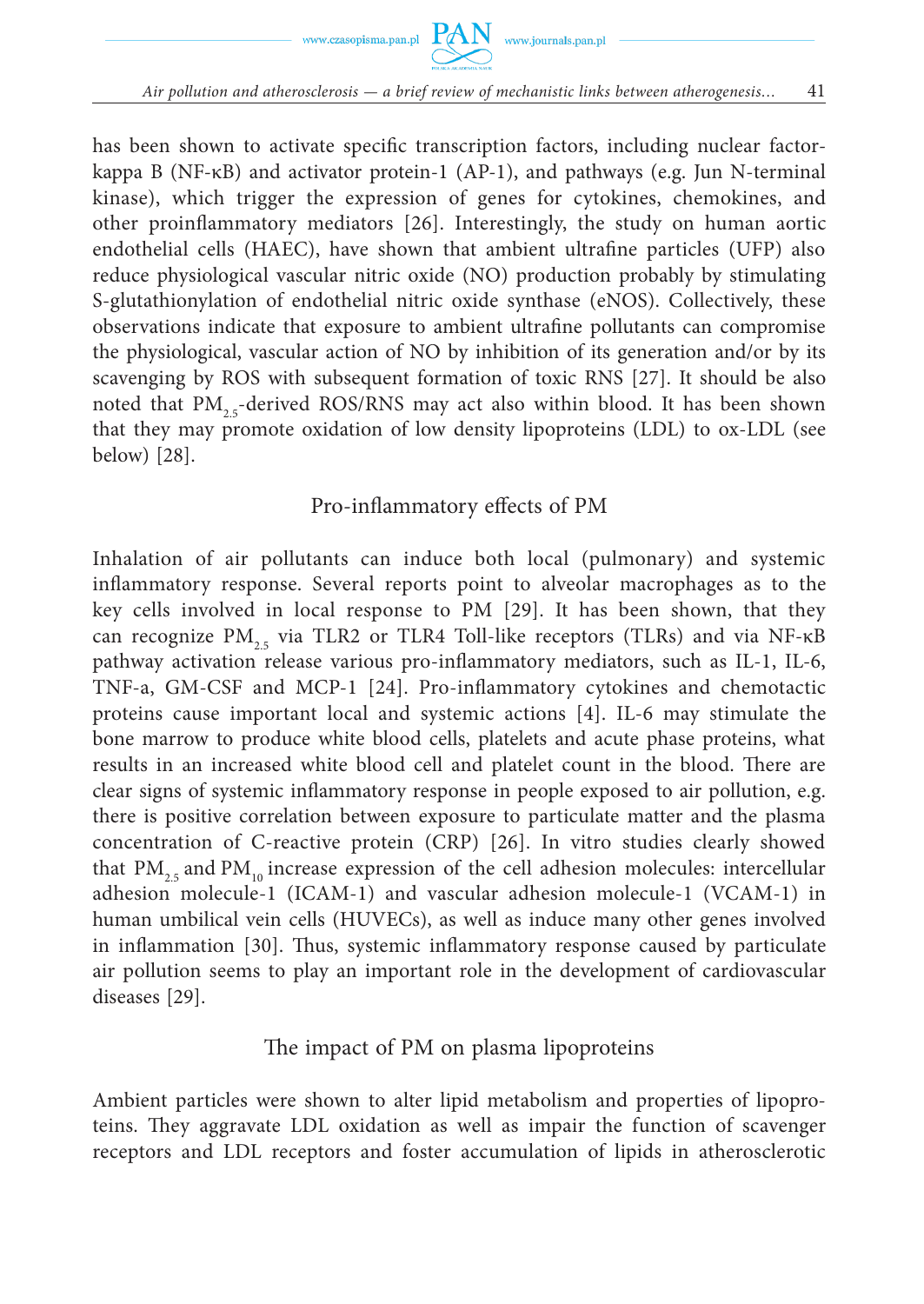has been shown to activate specific transcription factors, including nuclear factor-kappa B (NF-κB) and activator protein-1 (AP-1), and pathways (e.g. Jun N-terminal kinase), which trigger the expression of genes for cytokines, chemokines, and other proinflammatory mediators [26]. Interestingly, the study on human aortic endothelial cells (HAEC), have shown that ambient ultrafine particles (UFP) also reduce physiological vascular nitric oxide (NO) production probably by stimulating S-glutathionylation of endothelial nitric oxide synthase (eNOS). Collectively, these observations indicate that exposure to ambient ultrafine pollutants can compromise the physiological, vascular action of NO by inhibition of its generation and/or by its scavenging by ROS with subsequent formation of toxic RNS [27]. It should be also noted that $PM_{2.5}$-derived ROS/RNS may act also within blood. It has been shown that they may promote oxidation of low density lipoproteins (LDL) to ox-LDL (see below) [28].

## Pro-inflammatory effects of PM

Inhalation of air pollutants can induce both local (pulmonary) and systemic inflammatory response. Several reports point to alveolar macrophages as to the key cells involved in local response to PM [29]. It has been shown, that they can recognize $PM_{2.5}$ via TLR2 or TLR4 Toll-like receptors (TLRs) and via NF-κB pathway activation release various pro-inflammatory mediators, such as IL-1, IL-6, TNF-a, GM-CSF and MCP-1 [24]. Pro-inflammatory cytokines and chemotactic proteins cause important local and systemic actions [4]. IL-6 may stimulate the bone marrow to produce white blood cells, platelets and acute phase proteins, what results in an increased white blood cell and platelet count in the blood. There are clear signs of systemic inflammatory response in people exposed to air pollution, e.g. there is positive correlation between exposure to particulate matter and the plasma concentration of C-reactive protein (CRP) [26]. In vitro studies clearly showed that $PM_{2.5}$ and $PM_{10}$ increase expression of the cell adhesion molecules: intercellular adhesion molecule-1 (ICAM-1) and vascular adhesion molecule-1 (VCAM-1) in human umbilical vein cells (HUVECs), as well as induce many other genes involved in inflammation [30]. Thus, systemic inflammatory response caused by particulate air pollution seems to play an important role in the development of cardiovascular diseases [29].

## The impact of PM on plasma lipoproteins

Ambient particles were shown to alter lipid metabolism and properties of lipoproteins. They aggravate LDL oxidation as well as impair the function of scavenger receptors and LDL receptors and foster accumulation of lipids in atherosclerotic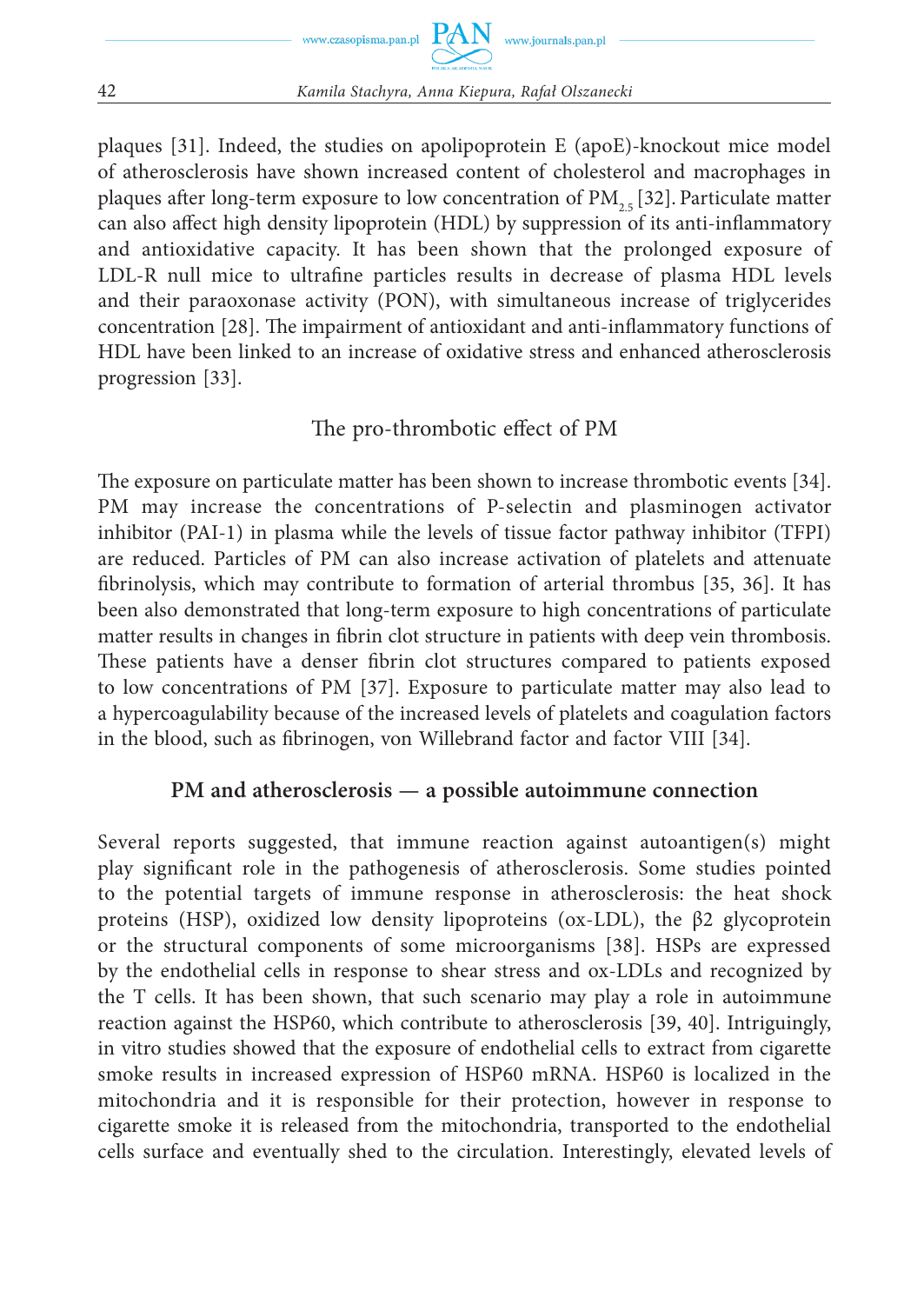plaques [31]. Indeed, the studies on apolipoprotein E (apoE)-knockout mice model of atherosclerosis have shown increased content of cholesterol and macrophages in plaques after long-term exposure to low concentration of $PM_{2.5}$ [32]. Particulate matter can also affect high density lipoprotein (HDL) by suppression of its anti-inflammatory and antioxidative capacity. It has been shown that the prolonged exposure of LDL-R null mice to ultrafine particles results in decrease of plasma HDL levels and their paraoxonase activity (PON), with simultaneous increase of triglycerides concentration [28]. The impairment of antioxidant and anti-inflammatory functions of HDL have been linked to an increase of oxidative stress and enhanced atherosclerosis progression [33].

### The pro-thrombotic effect of PM

The exposure on particulate matter has been shown to increase thrombotic events [34]. PM may increase the concentrations of P-selectin and plasminogen activator inhibitor (PAI-1) in plasma while the levels of tissue factor pathway inhibitor (TFPI) are reduced. Particles of PM can also increase activation of platelets and attenuate fibrinolysis, which may contribute to formation of arterial thrombus [35, 36]. It has been also demonstrated that long-term exposure to high concentrations of particulate matter results in changes in fibrin clot structure in patients with deep vein thrombosis. These patients have a denser fibrin clot structures compared to patients exposed to low concentrations of PM [37]. Exposure to particulate matter may also lead to a hypercoagulability because of the increased levels of platelets and coagulation factors in the blood, such as fibrinogen, von Willebrand factor and factor VIII [34].

## PM and atherosclerosis — a possible autoimmune connection

Several reports suggested, that immune reaction against autoantigen(s) might play significant role in the pathogenesis of atherosclerosis. Some studies pointed to the potential targets of immune response in atherosclerosis: the heat shock proteins (HSP), oxidized low density lipoproteins (ox-LDL), the β2 glycoprotein or the structural components of some microorganisms [38]. HSPs are expressed by the endothelial cells in response to shear stress and ox-LDLs and recognized by the T cells. It has been shown, that such scenario may play a role in autoimmune reaction against the HSP60, which contribute to atherosclerosis [39, 40]. Intriguingly, in vitro studies showed that the exposure of endothelial cells to extract from cigarette smoke results in increased expression of HSP60 mRNA. HSP60 is localized in the mitochondria and it is responsible for their protection, however in response to cigarette smoke it is released from the mitochondria, transported to the endothelial cells surface and eventually shed to the circulation. Interestingly, elevated levels of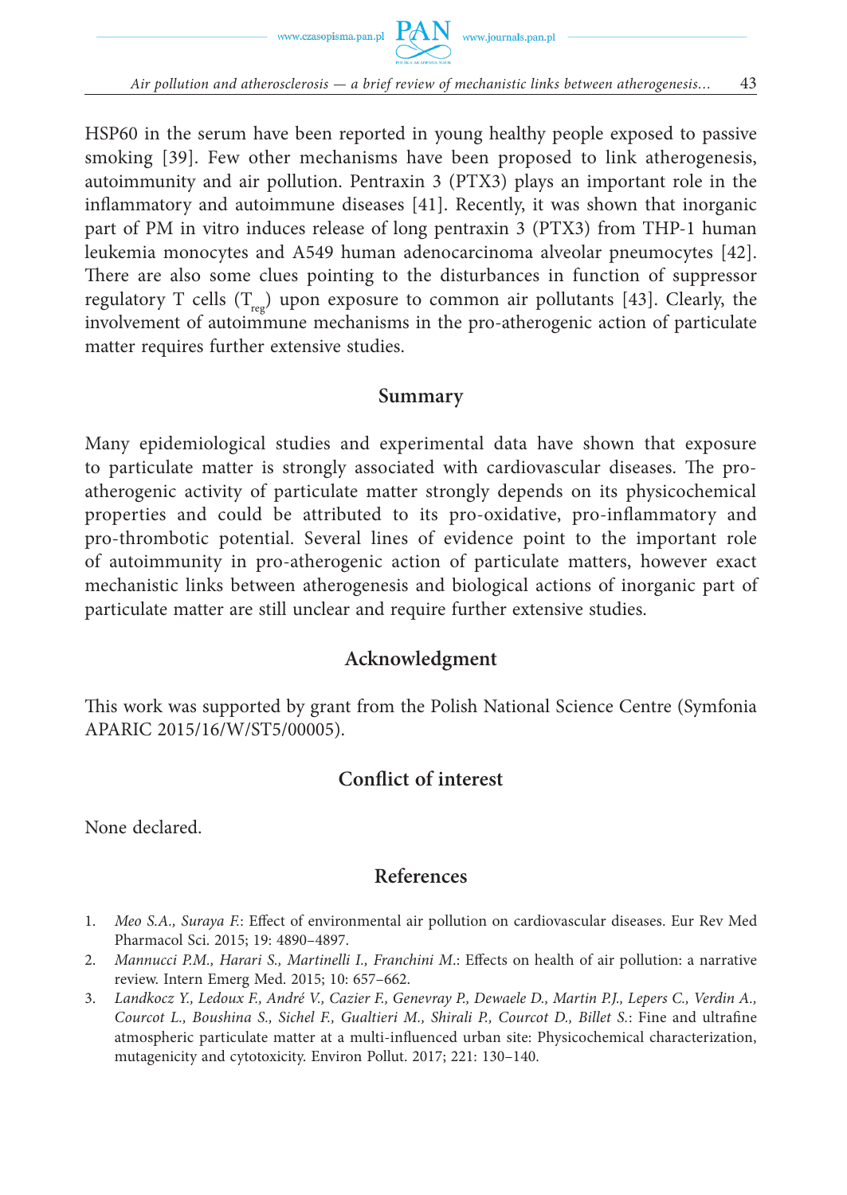HSP60 in the serum have been reported in young healthy people exposed to passive smoking [39]. Few other mechanisms have been proposed to link atherogenesis, autoimmunity and air pollution. Pentraxin 3 (PTX3) plays an important role in the inflammatory and autoimmune diseases [41]. Recently, it was shown that inorganic part of PM in vitro induces release of long pentraxin 3 (PTX3) from THP-1 human leukemia monocytes and A549 human adenocarcinoma alveolar pneumocytes [42]. There are also some clues pointing to the disturbances in function of suppressor regulatory T cells ($T_{reg}$) upon exposure to common air pollutants [43]. Clearly, the involvement of autoimmune mechanisms in the pro-atherogenic action of particulate matter requires further extensive studies.

## Summary

Many epidemiological studies and experimental data have shown that exposure to particulate matter is strongly associated with cardiovascular diseases. The pro-atherogenic activity of particulate matter strongly depends on its physicochemical properties and could be attributed to its pro-oxidative, pro-inflammatory and pro-thrombotic potential. Several lines of evidence point to the important role of autoimmunity in pro-atherogenic action of particulate matters, however exact mechanistic links between atherogenesis and biological actions of inorganic part of particulate matter are still unclear and require further extensive studies.

## Acknowledgment

This work was supported by grant from the Polish National Science Centre (Symfonia APARIC 2015/16/W/ST5/00005).

## Conflict of interest

None declared.

## References

1. *Meo S.A., Suraya F.*: Effect of environmental air pollution on cardiovascular diseases. Eur Rev Med Pharmacol Sci. 2015; 19: 4890–4897.
2. *Mannucci P.M., Harari S., Martinelli I., Franchini M.*: Effects on health of air pollution: a narrative review. Intern Emerg Med. 2015; 10: 657–662.
3. *Landkocz Y., Ledoux F., André V., Cazier F., Genevray P., Dewaele D., Martin P.J., Lepers C., Verdin A., Courcot L., Boushina S., Sichel F., Gualtieri M., Shirali P., Courcot D., Billet S.*: Fine and ultrafine atmospheric particulate matter at a multi-influenced urban site: Physicochemical characterization, mutagenicity and cytotoxicity. Environ Pollut. 2017; 221: 130–140.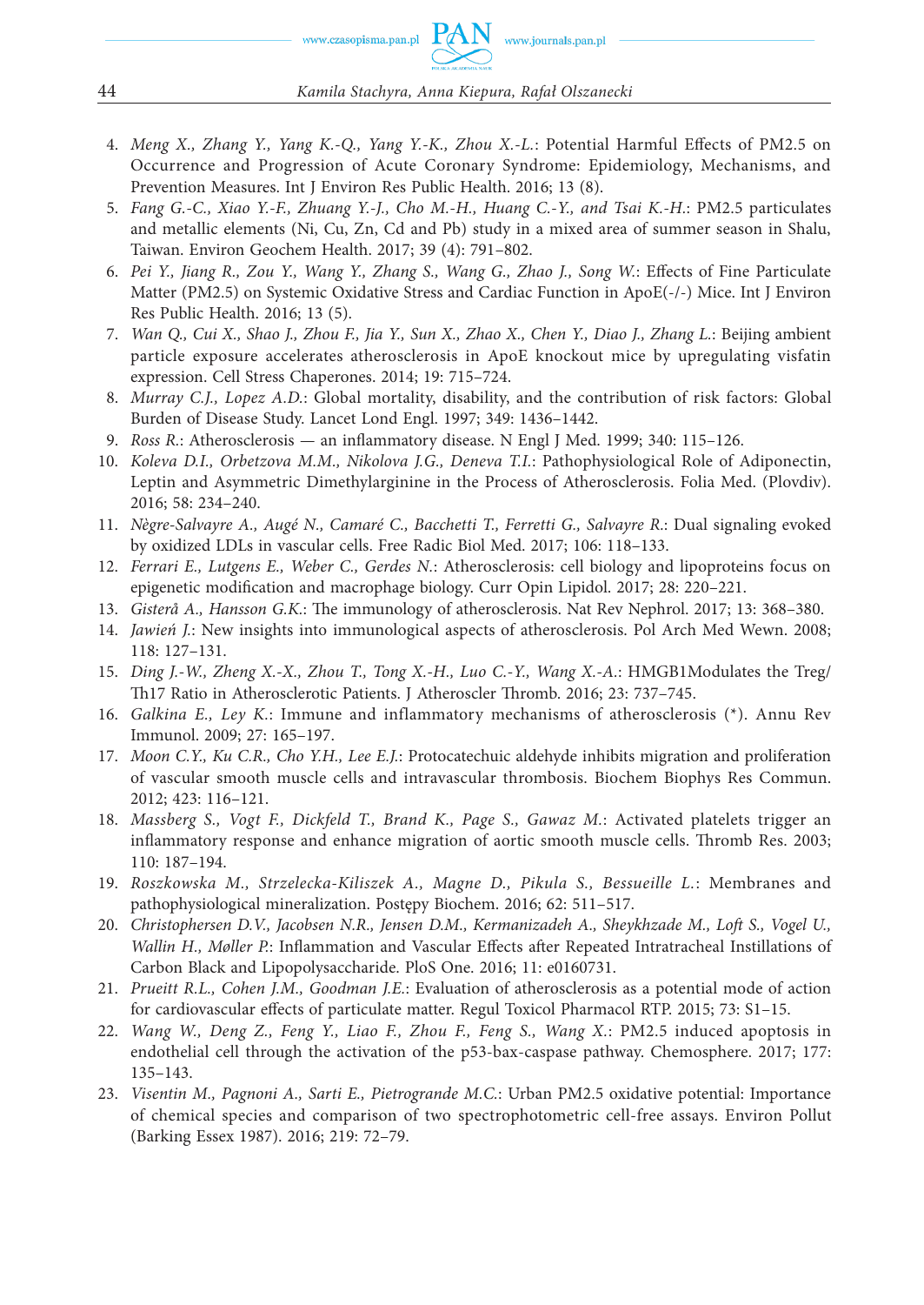4. *Meng X., Zhang Y., Yang K.-Q., Yang Y.-K., Zhou X.-L.*: Potential Harmful Effects of PM2.5 on Occurrence and Progression of Acute Coronary Syndrome: Epidemiology, Mechanisms, and Prevention Measures. Int J Environ Res Public Health. 2016; 13 (8).
5. *Fang G.-C., Xiao Y.-F., Zhuang Y.-J., Cho M.-H., Huang C.-Y., and Tsai K.-H.*: PM2.5 particulates and metallic elements (Ni, Cu, Zn, Cd and Pb) study in a mixed area of summer season in Shalu, Taiwan. Environ Geochem Health. 2017; 39 (4): 791–802.
6. *Pei Y., Jiang R., Zou Y., Wang Y., Zhang S., Wang G., Zhao J., Song W.*: Effects of Fine Particulate Matter (PM2.5) on Systemic Oxidative Stress and Cardiac Function in ApoE(-/-) Mice. Int J Environ Res Public Health. 2016; 13 (5).
7. *Wan Q., Cui X., Shao J., Zhou F., Jia Y., Sun X., Zhao X., Chen Y., Diao J., Zhang L.*: Beijing ambient particle exposure accelerates atherosclerosis in ApoE knockout mice by upregulating visfatin expression. Cell Stress Chaperones. 2014; 19: 715–724.
8. *Murray C.J., Lopez A.D.*: Global mortality, disability, and the contribution of risk factors: Global Burden of Disease Study. Lancet Lond Engl. 1997; 349: 1436–1442.
9. *Ross R.*: Atherosclerosis — an inflammatory disease. N Engl J Med. 1999; 340: 115–126.
10. *Koleva D.I., Orbetzova M.M., Nikolova J.G., Deneva T.I.*: Pathophysiological Role of Adiponectin, Leptin and Asymmetric Dimethylarginine in the Process of Atherosclerosis. Folia Med. (Plovdiv). 2016; 58: 234–240.
11. *Nègre-Salvayre A., Augé N., Camaré C., Bacchetti T., Ferretti G., Salvayre R.*: Dual signaling evoked by oxidized LDLs in vascular cells. Free Radic Biol Med. 2017; 106: 118–133.
12. *Ferrari E., Lutgens E., Weber C., Gerdes N.*: Atherosclerosis: cell biology and lipoproteins focus on epigenetic modification and macrophage biology. Curr Opin Lipidol. 2017; 28: 220–221.
13. *Gisterå A., Hansson G.K.*: The immunology of atherosclerosis. Nat Rev Nephrol. 2017; 13: 368–380.
14. *Jawień J.*: New insights into immunological aspects of atherosclerosis. Pol Arch Med Wewn. 2008; 118: 127–131.
15. *Ding J.-W., Zheng X.-X., Zhou T., Tong X.-H., Luo C.-Y., Wang X.-A.*: HMGB1Modulates the Treg/Th17 Ratio in Atherosclerotic Patients. J Atheroscler Thromb. 2016; 23: 737–745.
16. *Galkina E., Ley K.*: Immune and inflammatory mechanisms of atherosclerosis (*). Annu Rev Immunol. 2009; 27: 165–197.
17. *Moon C.Y., Ku C.R., Cho Y.H., Lee E.J.*: Protocatechuic aldehyde inhibits migration and proliferation of vascular smooth muscle cells and intravascular thrombosis. Biochem Biophys Res Commun. 2012; 423: 116–121.
18. *Massberg S., Vogt F., Dickfeld T., Brand K., Page S., Gawaz M.*: Activated platelets trigger an inflammatory response and enhance migration of aortic smooth muscle cells. Thromb Res. 2003; 110: 187–194.
19. *Roszkowska M., Strzelecka-Kiliszek A., Magne D., Pikula S., Bessueille L.*: Membranes and pathophysiological mineralization. Postępy Biochem. 2016; 62: 511–517.
20. *Christophersen D.V., Jacobsen N.R., Jensen D.M., Kermanizadeh A., Sheykhzade M., Loft S., Vogel U., Wallin H., Møller P.*: Inflammation and Vascular Effects after Repeated Intratracheal Instillations of Carbon Black and Lipopolysaccharide. PloS One. 2016; 11: e0160731.
21. *Prueitt R.L., Cohen J.M., Goodman J.E.*: Evaluation of atherosclerosis as a potential mode of action for cardiovascular effects of particulate matter. Regul Toxicol Pharmacol RTP. 2015; 73: S1–15.
22. *Wang W., Deng Z., Feng Y., Liao F., Zhou F., Feng S., Wang X.*: PM2.5 induced apoptosis in endothelial cell through the activation of the p53-bax-caspase pathway. Chemosphere. 2017; 177: 135–143.
23. *Visentin M., Pagnoni A., Sarti E., Pietrogrande M.C.*: Urban PM2.5 oxidative potential: Importance of chemical species and comparison of two spectrophotometric cell-free assays. Environ Pollut (Barking Essex 1987). 2016; 219: 72–79.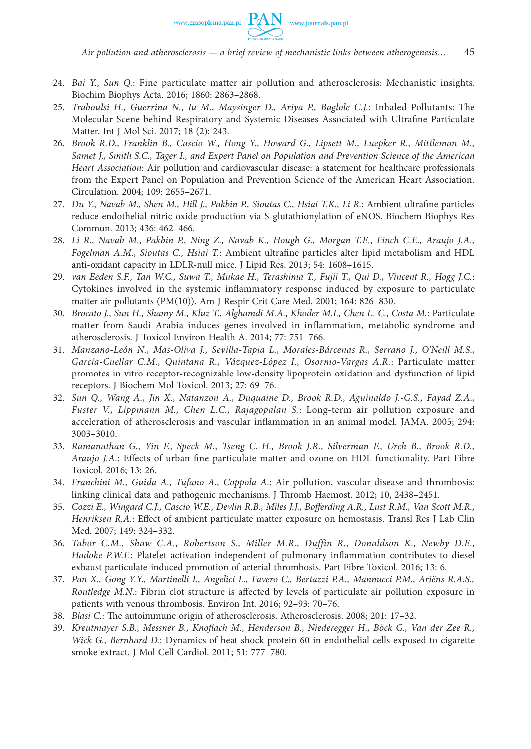24. *Bai Y., Sun Q.*: Fine particulate matter air pollution and atherosclerosis: Mechanistic insights. Biochim Biophys Acta. 2016; 1860: 2863–2868.
25. *Traboulsi H., Guerrina N., Iu M., Maysinger D., Ariya P., Baglole C.J.*: Inhaled Pollutants: The Molecular Scene behind Respiratory and Systemic Diseases Associated with Ultrafine Particulate Matter. Int J Mol Sci. 2017; 18 (2): 243.
26. *Brook R.D., Franklin B., Cascio W., Hong Y., Howard G., Lipsett M., Luepker R., Mittleman M., Samet J., Smith S.C., Tager I., and Expert Panel on Population and Prevention Science of the American Heart Association*: Air pollution and cardiovascular disease: a statement for healthcare professionals from the Expert Panel on Population and Prevention Science of the American Heart Association. Circulation. 2004; 109: 2655–2671.
27. *Du Y., Navab M., Shen M., Hill J., Pakbin P., Sioutas C., Hsiai T.K., Li R.*: Ambient ultrafine particles reduce endothelial nitric oxide production via S-glutathionylation of eNOS. Biochem Biophys Res Commun. 2013; 436: 462–466.
28. *Li R., Navab M., Pakbin P., Ning Z., Navab K., Hough G., Morgan T.E., Finch C.E., Araujo J.A., Fogelman A.M., Sioutas C., Hsiai T.*: Ambient ultrafine particles alter lipid metabolism and HDL anti-oxidant capacity in LDLR-null mice. J Lipid Res. 2013; 54: 1608–1615.
29. *van Eeden S.F., Tan W.C., Suwa T., Mukae H., Terashima T., Fujii T., Qui D., Vincent R., Hogg J.C.*: Cytokines involved in the systemic inflammatory response induced by exposure to particulate matter air pollutants (PM(10)). Am J Respir Crit Care Med. 2001; 164: 826–830.
30. *Brocato J., Sun H., Shamy M., Kluz T., Alghamdi M.A., Khoder M.I., Chen L.-C., Costa M.*: Particulate matter from Saudi Arabia induces genes involved in inflammation, metabolic syndrome and atherosclerosis. J Toxicol Environ Health A. 2014; 77: 751–766.
31. *Manzano-León N., Mas-Oliva J., Sevilla-Tapia L., Morales-Bárcenas R., Serrano J., O'Neill M.S., García-Cuellar C.M., Quintana R., Vázquez-López I., Osornio-Vargas A.R.*: Particulate matter promotes in vitro receptor-recognizable low-density lipoprotein oxidation and dysfunction of lipid receptors. J Biochem Mol Toxicol. 2013; 27: 69–76.
32. *Sun Q., Wang A., Jin X., Natanzon A., Duquaine D., Brook R.D., Aguinaldo J.-G.S., Fayad Z.A., Fuster V., Lippmann M., Chen L.C., Rajagopalan S.*: Long-term air pollution exposure and acceleration of atherosclerosis and vascular inflammation in an animal model. JAMA. 2005; 294: 3003–3010.
33. *Ramanathan G., Yin F., Speck M., Tseng C.-H., Brook J.R., Silverman F., Urch B., Brook R.D., Araujo J.A.*: Effects of urban fine particulate matter and ozone on HDL functionality. Part Fibre Toxicol. 2016; 13: 26.
34. *Franchini M., Guida A., Tufano A., Coppola A.*: Air pollution, vascular disease and thrombosis: linking clinical data and pathogenic mechanisms. J Thromb Haemost. 2012; 10, 2438–2451.
35. *Cozzi E., Wingard C.J., Cascio W.E., Devlin R.B., Miles J.J., Bofferding A.R., Lust R.M., Van Scott M.R., Henriksen R.A.*: Effect of ambient particulate matter exposure on hemostasis. Transl Res J Lab Clin Med. 2007; 149: 324–332.
36. *Tabor C.M., Shaw C.A., Robertson S., Miller M.R., Duffin R., Donaldson K., Newby D.E., Hadoke P.W.F.*: Platelet activation independent of pulmonary inflammation contributes to diesel exhaust particulate-induced promotion of arterial thrombosis. Part Fibre Toxicol. 2016; 13: 6.
37. *Pan X., Gong Y.Y., Martinelli I., Angelici L., Favero C., Bertazzi P.A., Mannucci P.M., Ariëns R.A.S., Routledge M.N.*: Fibrin clot structure is affected by levels of particulate air pollution exposure in patients with venous thrombosis. Environ Int. 2016; 92–93: 70–76.
38. *Blasi C.*: The autoimmune origin of atherosclerosis. Atherosclerosis. 2008; 201: 17–32.
39. *Kreutmayer S.B., Messner B., Knoflach M., Henderson B., Niederegger H., Böck G., Van der Zee R., Wick G., Bernhard D.*: Dynamics of heat shock protein 60 in endothelial cells exposed to cigarette smoke extract. J Mol Cell Cardiol. 2011; 51: 777–780.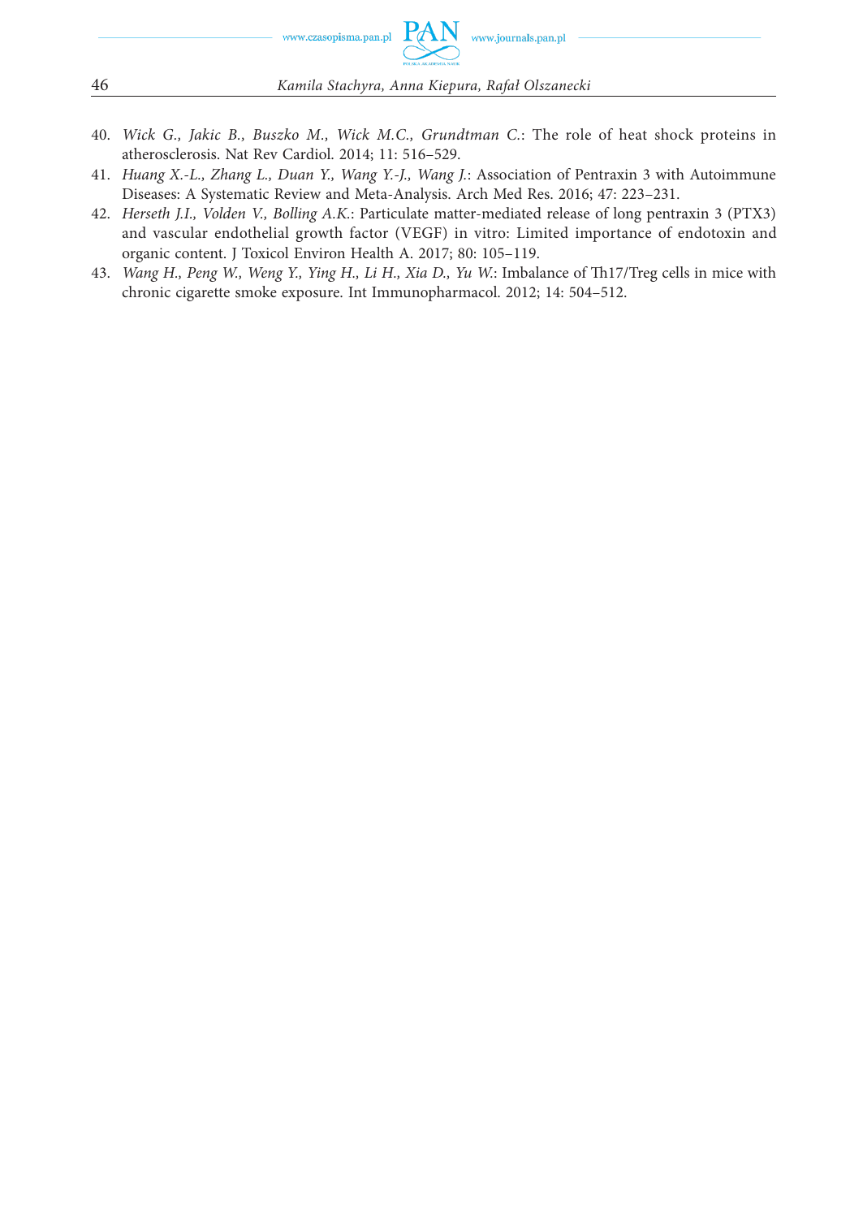40. *Wick G., Jakic B., Buszko M., Wick M.C., Grundtman C.*: The role of heat shock proteins in atherosclerosis. Nat Rev Cardiol. 2014; 11: 516–529.
41. *Huang X.-L., Zhang L., Duan Y., Wang Y.-J., Wang J.*: Association of Pentraxin 3 with Autoimmune Diseases: A Systematic Review and Meta-Analysis. Arch Med Res. 2016; 47: 223–231.
42. *Herseth J.I., Volden V., Bolling A.K.*: Particulate matter-mediated release of long pentraxin 3 (PTX3) and vascular endothelial growth factor (VEGF) in vitro: Limited importance of endotoxin and organic content. J Toxicol Environ Health A. 2017; 80: 105–119.
43. *Wang H., Peng W., Weng Y., Ying H., Li H., Xia D., Yu W.*: Imbalance of Th17/Treg cells in mice with chronic cigarette smoke exposure. Int Immunopharmacol. 2012; 14: 504–512.